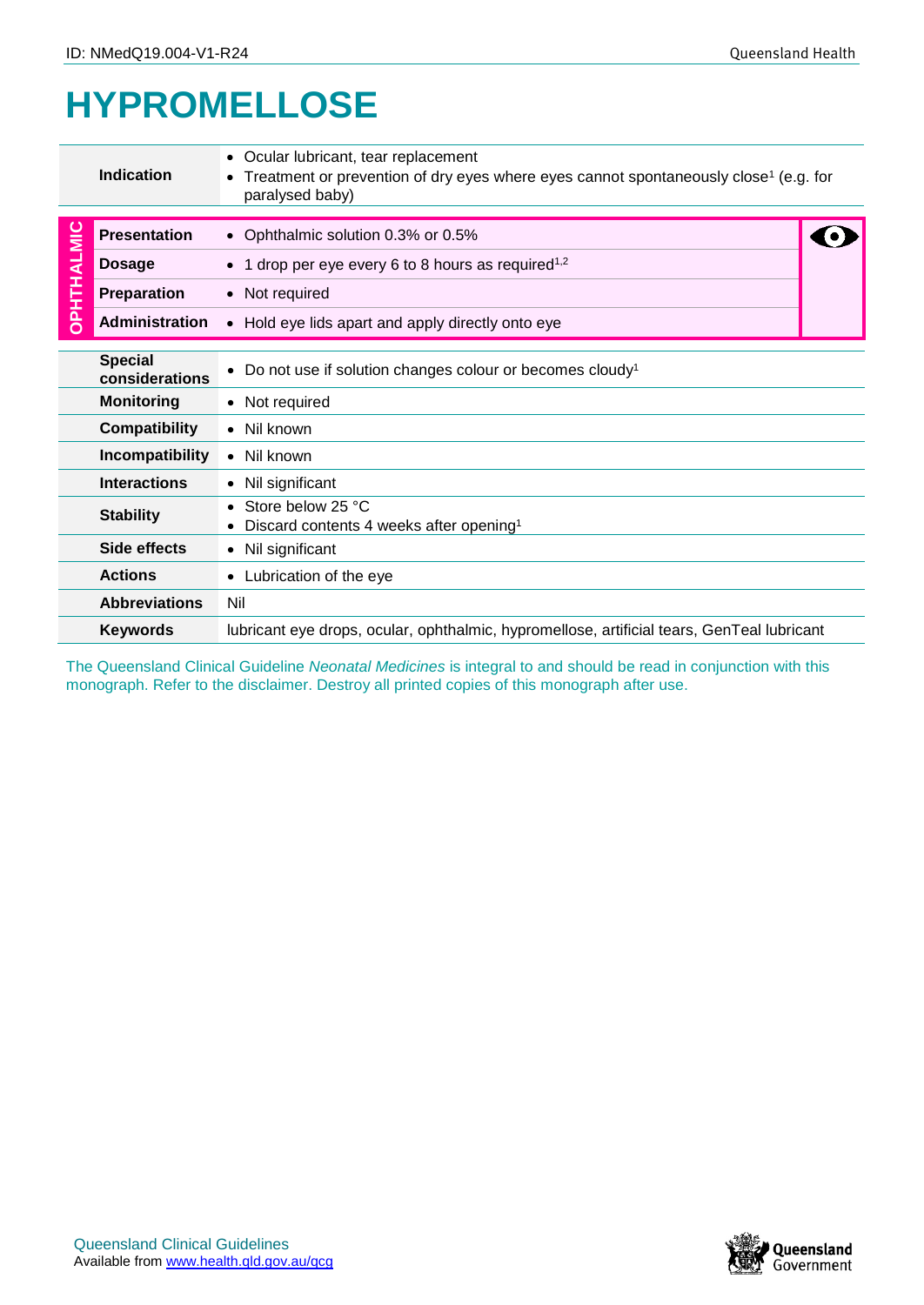# HYPROMELLOSE

| | |
|---|---|
| **Indication** | • Ocular lubricant, tear replacement<br>• Treatment or prevention of dry eyes where eyes cannot spontaneously close[1] (e.g. for paralysed baby) |

**OPHTHALMIC**

| | |
|---|---|
| **Presentation** | • Ophthalmic solution 0.3% or 0.5% |
| **Dosage** | • 1 drop per eye every 6 to 8 hours as required[1,2] |
| **Preparation** | • Not required |
| **Administration** | • Hold eye lids apart and apply directly onto eye |

| | |
|---|---|
| **Special considerations** | • Do not use if solution changes colour or becomes cloudy[1] |
| **Monitoring** | • Not required |
| **Compatibility** | • Nil known |
| **Incompatibility** | • Nil known |
| **Interactions** | • Nil significant |
| **Stability** | • Store below 25 °C<br>• Discard contents 4 weeks after opening[1] |
| **Side effects** | • Nil significant |
| **Actions** | • Lubrication of the eye |
| **Abbreviations** | Nil |
| **Keywords** | lubricant eye drops, ocular, ophthalmic, hypromellose, artificial tears, GenTeal lubricant |

The Queensland Clinical Guideline *Neonatal Medicines* is integral to and should be read in conjunction with this monograph. Refer to the disclaimer. Destroy all printed copies of this monograph after use.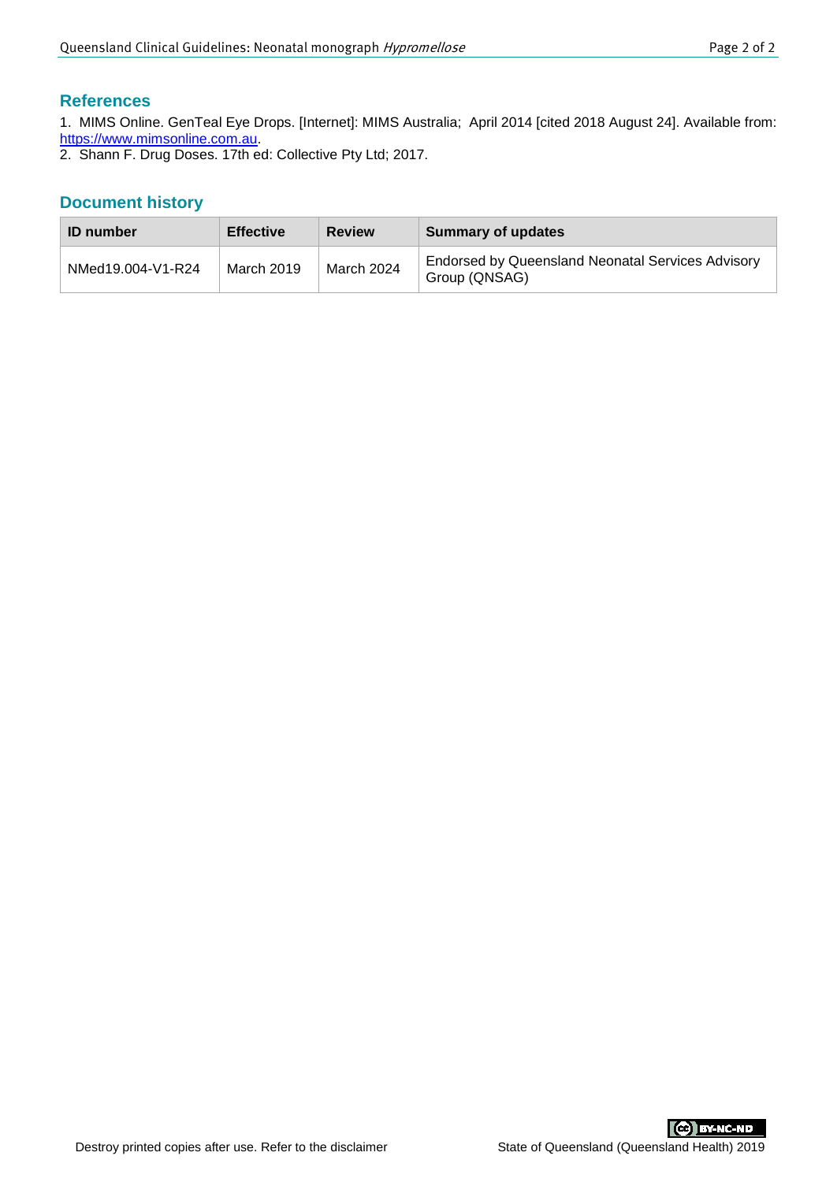## References

1. MIMS Online. GenTeal Eye Drops. [Internet]: MIMS Australia; April 2014 [cited 2018 August 24]. Available from: https://www.mimsonline.com.au.
2. Shann F. Drug Doses. 17th ed: Collective Pty Ltd; 2017.

## Document history

| ID number | Effective | Review | Summary of updates |
|---|---|---|---|
| NMed19.004-V1-R24 | March 2019 | March 2024 | Endorsed by Queensland Neonatal Services Advisory Group (QNSAG) |

Destroy printed copies after use. Refer to the disclaimer

State of Queensland (Queensland Health) 2019